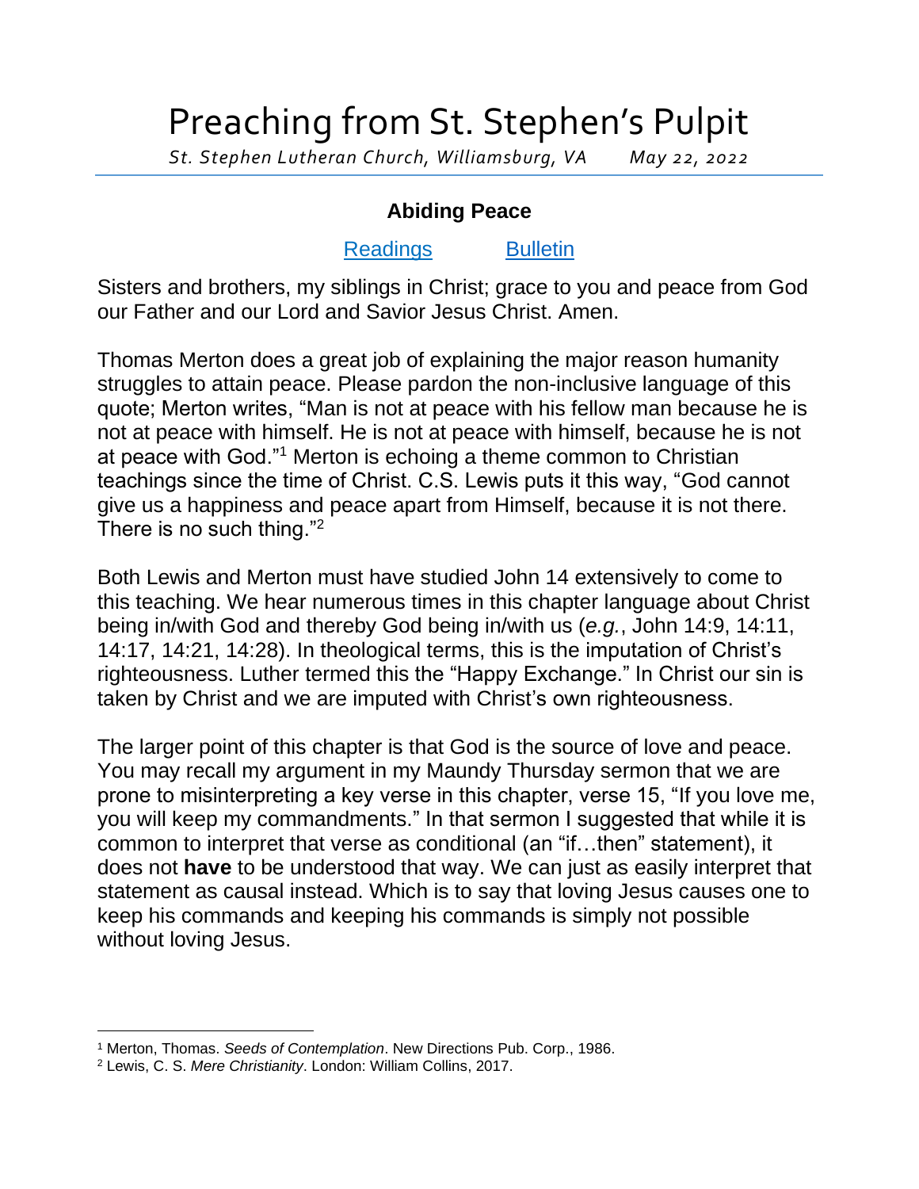# Preaching from St. Stephen's Pulpit

*St. Stephen Lutheran Church, Williamsburg, VA     May 22, 2022*

## Abiding Peace

Readings     Bulletin

Sisters and brothers, my siblings in Christ; grace to you and peace from God our Father and our Lord and Savior Jesus Christ. Amen.

Thomas Merton does a great job of explaining the major reason humanity struggles to attain peace. Please pardon the non-inclusive language of this quote; Merton writes, "Man is not at peace with his fellow man because he is not at peace with himself. He is not at peace with himself, because he is not at peace with God."[1] Merton is echoing a theme common to Christian teachings since the time of Christ. C.S. Lewis puts it this way, "God cannot give us a happiness and peace apart from Himself, because it is not there. There is no such thing."[2]

Both Lewis and Merton must have studied John 14 extensively to come to this teaching. We hear numerous times in this chapter language about Christ being in/with God and thereby God being in/with us (*e.g.*, John 14:9, 14:11, 14:17, 14:21, 14:28). In theological terms, this is the imputation of Christ's righteousness. Luther termed this the "Happy Exchange." In Christ our sin is taken by Christ and we are imputed with Christ's own righteousness.

The larger point of this chapter is that God is the source of love and peace. You may recall my argument in my Maundy Thursday sermon that we are prone to misinterpreting a key verse in this chapter, verse 15, "If you love me, you will keep my commandments." In that sermon I suggested that while it is common to interpret that verse as conditional (an "if…then" statement), it does not **have** to be understood that way. We can just as easily interpret that statement as causal instead. Which is to say that loving Jesus causes one to keep his commands and keeping his commands is simply not possible without loving Jesus.

---

[1] Merton, Thomas. *Seeds of Contemplation*. New Directions Pub. Corp., 1986.

[2] Lewis, C. S. *Mere Christianity*. London: William Collins, 2017.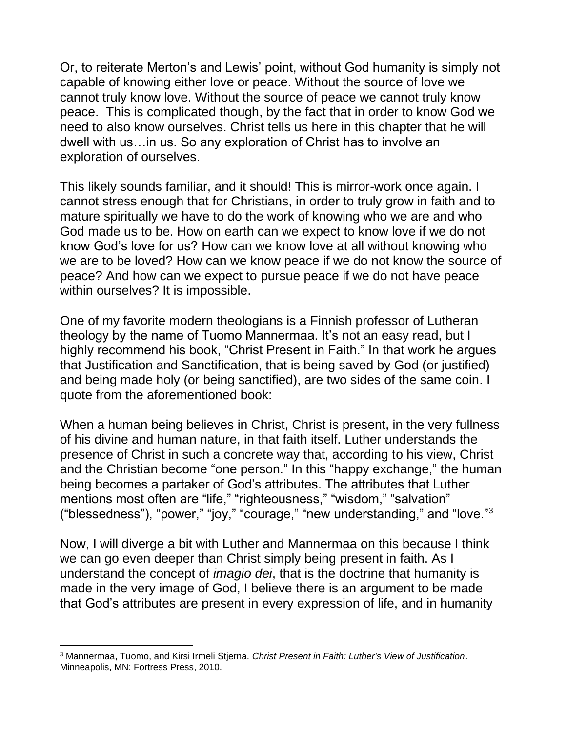Or, to reiterate Merton's and Lewis' point, without God humanity is simply not capable of knowing either love or peace. Without the source of love we cannot truly know love. Without the source of peace we cannot truly know peace. This is complicated though, by the fact that in order to know God we need to also know ourselves. Christ tells us here in this chapter that he will dwell with us…in us. So any exploration of Christ has to involve an exploration of ourselves.

This likely sounds familiar, and it should! This is mirror-work once again. I cannot stress enough that for Christians, in order to truly grow in faith and to mature spiritually we have to do the work of knowing who we are and who God made us to be. How on earth can we expect to know love if we do not know God's love for us? How can we know love at all without knowing who we are to be loved? How can we know peace if we do not know the source of peace? And how can we expect to pursue peace if we do not have peace within ourselves? It is impossible.

One of my favorite modern theologians is a Finnish professor of Lutheran theology by the name of Tuomo Mannermaa. It's not an easy read, but I highly recommend his book, "Christ Present in Faith." In that work he argues that Justification and Sanctification, that is being saved by God (or justified) and being made holy (or being sanctified), are two sides of the same coin. I quote from the aforementioned book:

When a human being believes in Christ, Christ is present, in the very fullness of his divine and human nature, in that faith itself. Luther understands the presence of Christ in such a concrete way that, according to his view, Christ and the Christian become "one person." In this "happy exchange," the human being becomes a partaker of God's attributes. The attributes that Luther mentions most often are "life," "righteousness," "wisdom," "salvation" ("blessedness"), "power," "joy," "courage," "new understanding," and "love."[3]

Now, I will diverge a bit with Luther and Mannermaa on this because I think we can go even deeper than Christ simply being present in faith. As I understand the concept of *imagio dei*, that is the doctrine that humanity is made in the very image of God, I believe there is an argument to be made that God's attributes are present in every expression of life, and in humanity

[3] Mannermaa, Tuomo, and Kirsi Irmeli Stjerna. *Christ Present in Faith: Luther's View of Justification*. Minneapolis, MN: Fortress Press, 2010.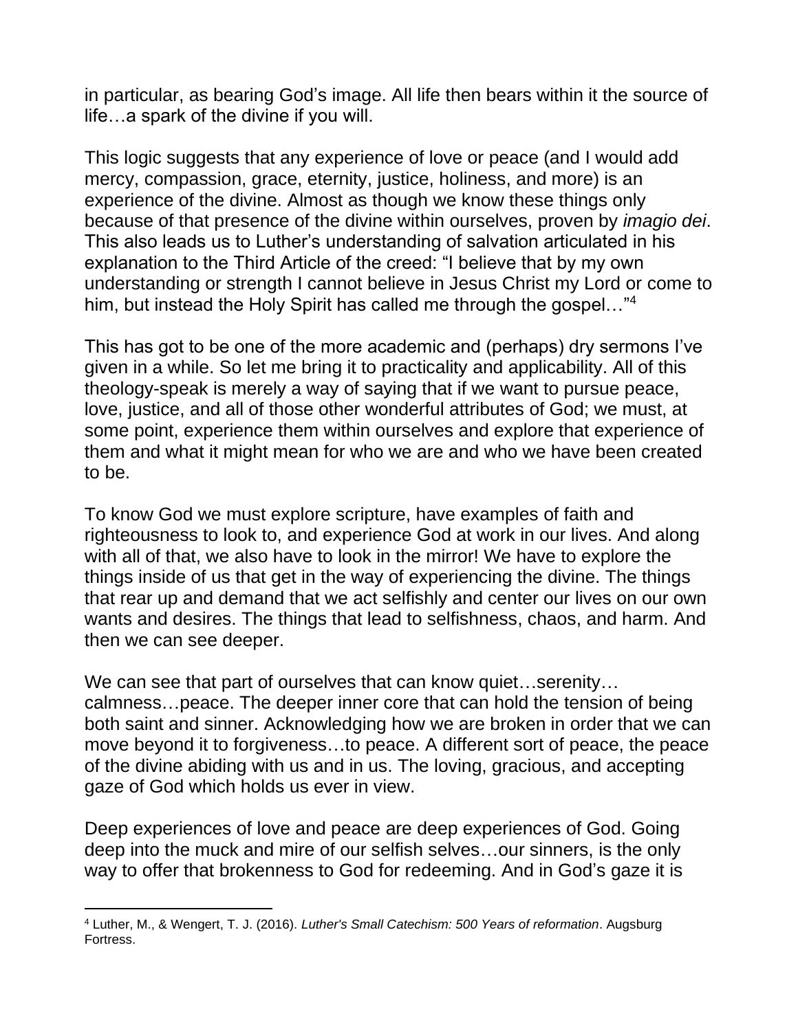in particular, as bearing God's image. All life then bears within it the source of life…a spark of the divine if you will.

This logic suggests that any experience of love or peace (and I would add mercy, compassion, grace, eternity, justice, holiness, and more) is an experience of the divine. Almost as though we know these things only because of that presence of the divine within ourselves, proven by *imagio dei*. This also leads us to Luther's understanding of salvation articulated in his explanation to the Third Article of the creed: "I believe that by my own understanding or strength I cannot believe in Jesus Christ my Lord or come to him, but instead the Holy Spirit has called me through the gospel…"[4]

This has got to be one of the more academic and (perhaps) dry sermons I've given in a while. So let me bring it to practicality and applicability. All of this theology-speak is merely a way of saying that if we want to pursue peace, love, justice, and all of those other wonderful attributes of God; we must, at some point, experience them within ourselves and explore that experience of them and what it might mean for who we are and who we have been created to be.

To know God we must explore scripture, have examples of faith and righteousness to look to, and experience God at work in our lives. And along with all of that, we also have to look in the mirror! We have to explore the things inside of us that get in the way of experiencing the divine. The things that rear up and demand that we act selfishly and center our lives on our own wants and desires. The things that lead to selfishness, chaos, and harm. And then we can see deeper.

We can see that part of ourselves that can know quiet…serenity… calmness…peace. The deeper inner core that can hold the tension of being both saint and sinner. Acknowledging how we are broken in order that we can move beyond it to forgiveness…to peace. A different sort of peace, the peace of the divine abiding with us and in us. The loving, gracious, and accepting gaze of God which holds us ever in view.

Deep experiences of love and peace are deep experiences of God. Going deep into the muck and mire of our selfish selves…our sinners, is the only way to offer that brokenness to God for redeeming. And in God's gaze it is

[4] Luther, M., & Wengert, T. J. (2016). *Luther's Small Catechism: 500 Years of reformation*. Augsburg Fortress.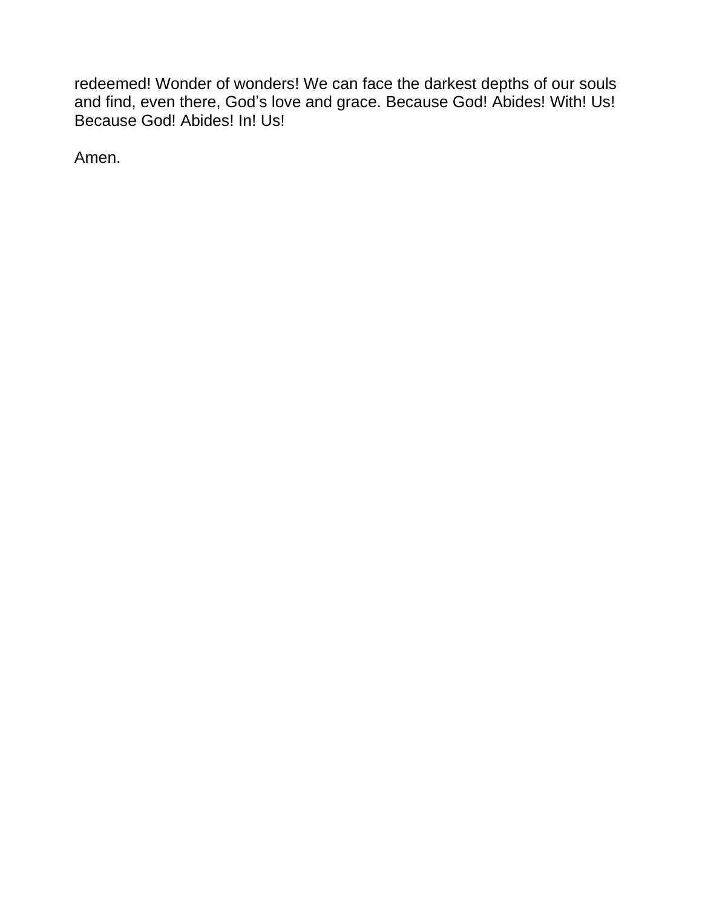redeemed! Wonder of wonders! We can face the darkest depths of our souls and find, even there, God’s love and grace. Because God! Abides! With! Us! Because God! Abides! In! Us!

Amen.